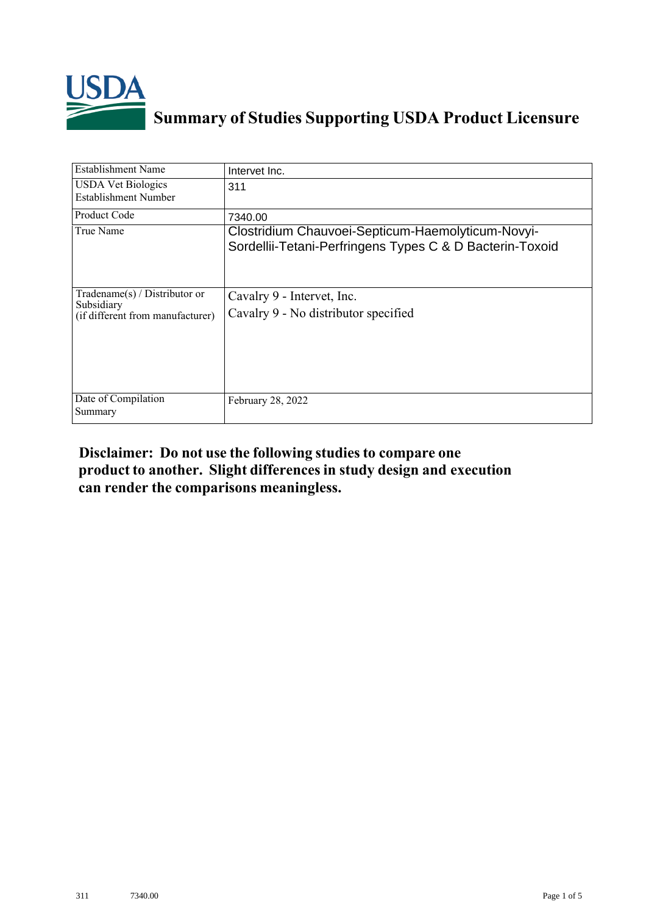# Summary of Studies Supporting USDA Product Licensure

| Establishment Name | Intervet Inc. |
|---|---|
| USDA Vet Biologics Establishment Number | 311 |
| Product Code | 7340.00 |
| True Name | Clostridium Chauvoei-Septicum-Haemolyticum-Novyi-Sordellii-Tetani-Perfringens Types C & D Bacterin-Toxoid |
| Tradename(s) / Distributor or Subsidiary (if different from manufacturer) | Cavalry 9 - Intervet, Inc.<br>Cavalry 9 - No distributor specified |
| Date of Compilation Summary | February 28, 2022 |

**Disclaimer: Do not use the following studies to compare one product to another. Slight differences in study design and execution can render the comparisons meaningless.**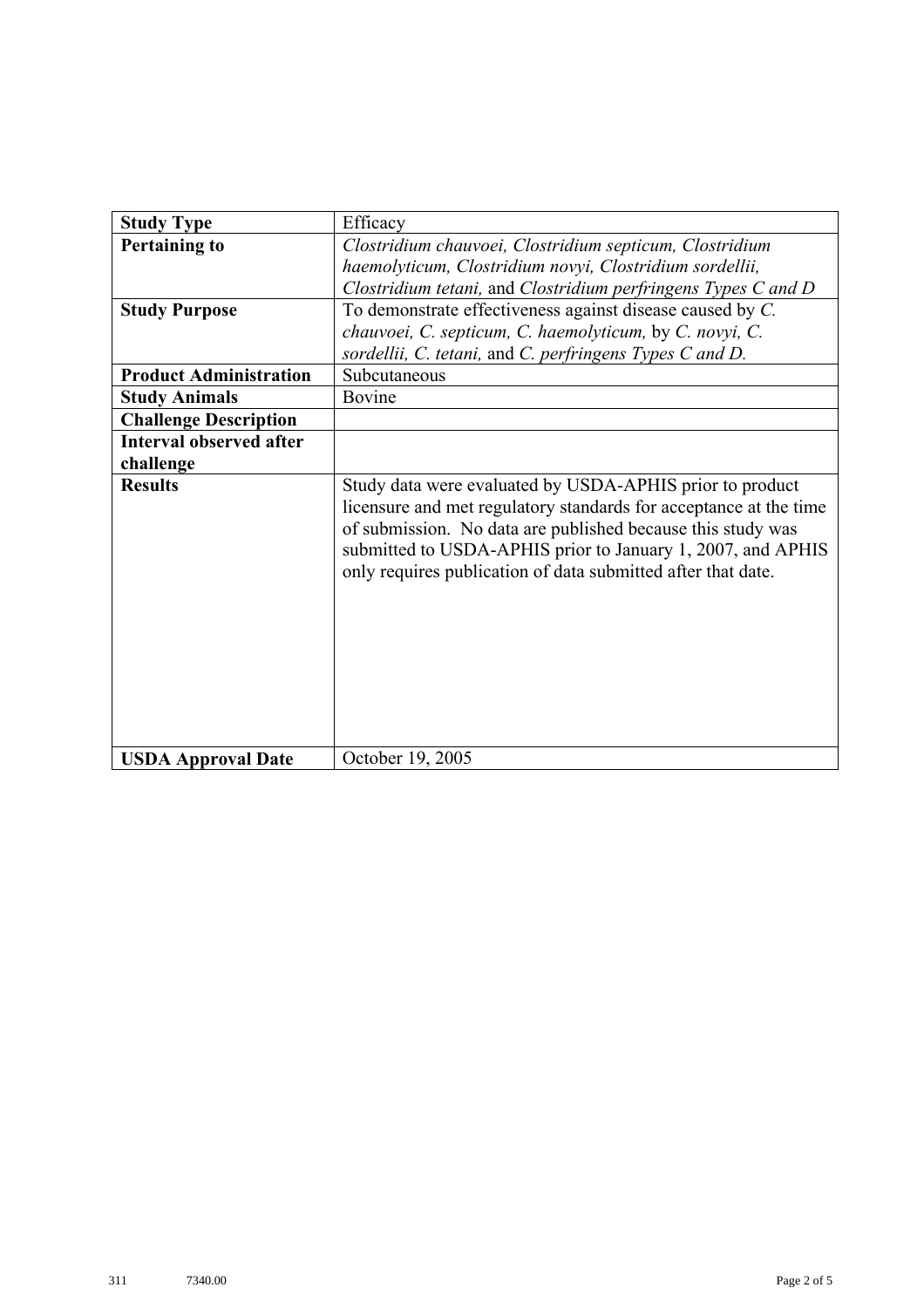| Study Type | Efficacy |
|---|---|
| **Pertaining to** | *Clostridium chauvoei, Clostridium septicum, Clostridium haemolyticum, Clostridium novyi, Clostridium sordellii, Clostridium tetani,* and *Clostridium perfringens Types C and D* |
| **Study Purpose** | To demonstrate effectiveness against disease caused by *C. chauvoei, C. septicum, C. haemolyticum,* by *C. novyi, C. sordellii, C. tetani,* and *C. perfringens Types C and D.* |
| **Product Administration** | Subcutaneous |
| **Study Animals** | Bovine |
| **Challenge Description** | |
| **Interval observed after challenge** | |
| **Results** | Study data were evaluated by USDA-APHIS prior to product licensure and met regulatory standards for acceptance at the time of submission. No data are published because this study was submitted to USDA-APHIS prior to January 1, 2007, and APHIS only requires publication of data submitted after that date. |
| **USDA Approval Date** | October 19, 2005 |

311 7340.00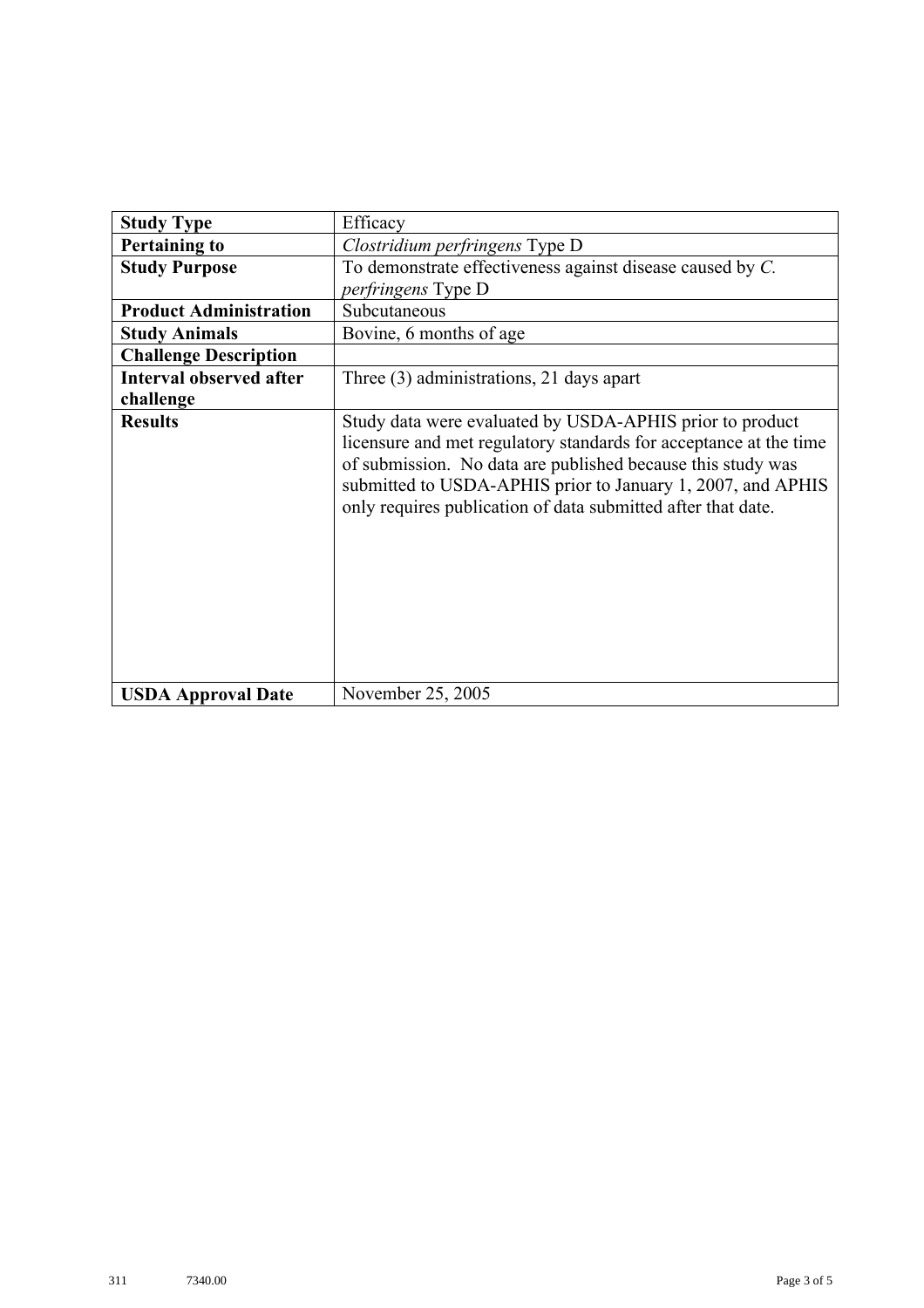| Study Type | Efficacy |
| --- | --- |
| **Pertaining to** | *Clostridium perfringens* Type D |
| **Study Purpose** | To demonstrate effectiveness against disease caused by *C. perfringens* Type D |
| **Product Administration** | Subcutaneous |
| **Study Animals** | Bovine, 6 months of age |
| **Challenge Description** | |
| **Interval observed after challenge** | Three (3) administrations, 21 days apart |
| **Results** | Study data were evaluated by USDA-APHIS prior to product licensure and met regulatory standards for acceptance at the time of submission. No data are published because this study was submitted to USDA-APHIS prior to January 1, 2007, and APHIS only requires publication of data submitted after that date. |
| **USDA Approval Date** | November 25, 2005 |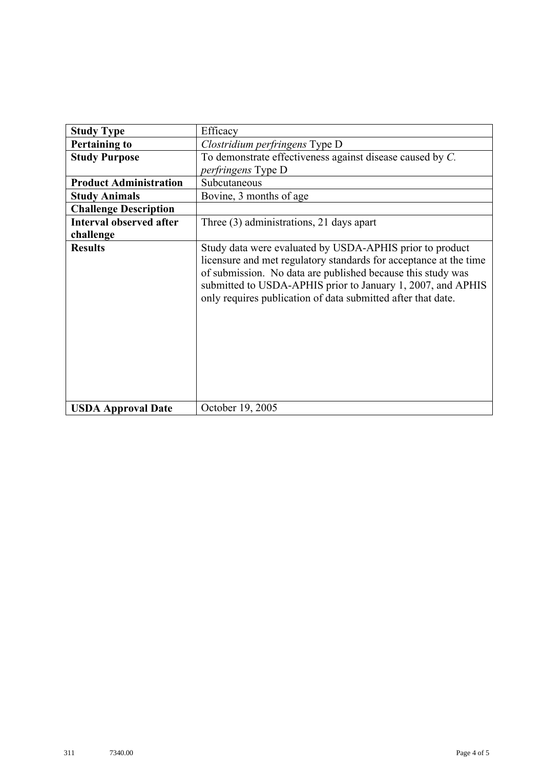| Study Type | Efficacy |
|---|---|
| **Pertaining to** | *Clostridium perfringens* Type D |
| **Study Purpose** | To demonstrate effectiveness against disease caused by *C. perfringens* Type D |
| **Product Administration** | Subcutaneous |
| **Study Animals** | Bovine, 3 months of age |
| **Challenge Description** | |
| **Interval observed after challenge** | Three (3) administrations, 21 days apart |
| **Results** | Study data were evaluated by USDA-APHIS prior to product licensure and met regulatory standards for acceptance at the time of submission. No data are published because this study was submitted to USDA-APHIS prior to January 1, 2007, and APHIS only requires publication of data submitted after that date. |
| **USDA Approval Date** | October 19, 2005 |

311 7340.00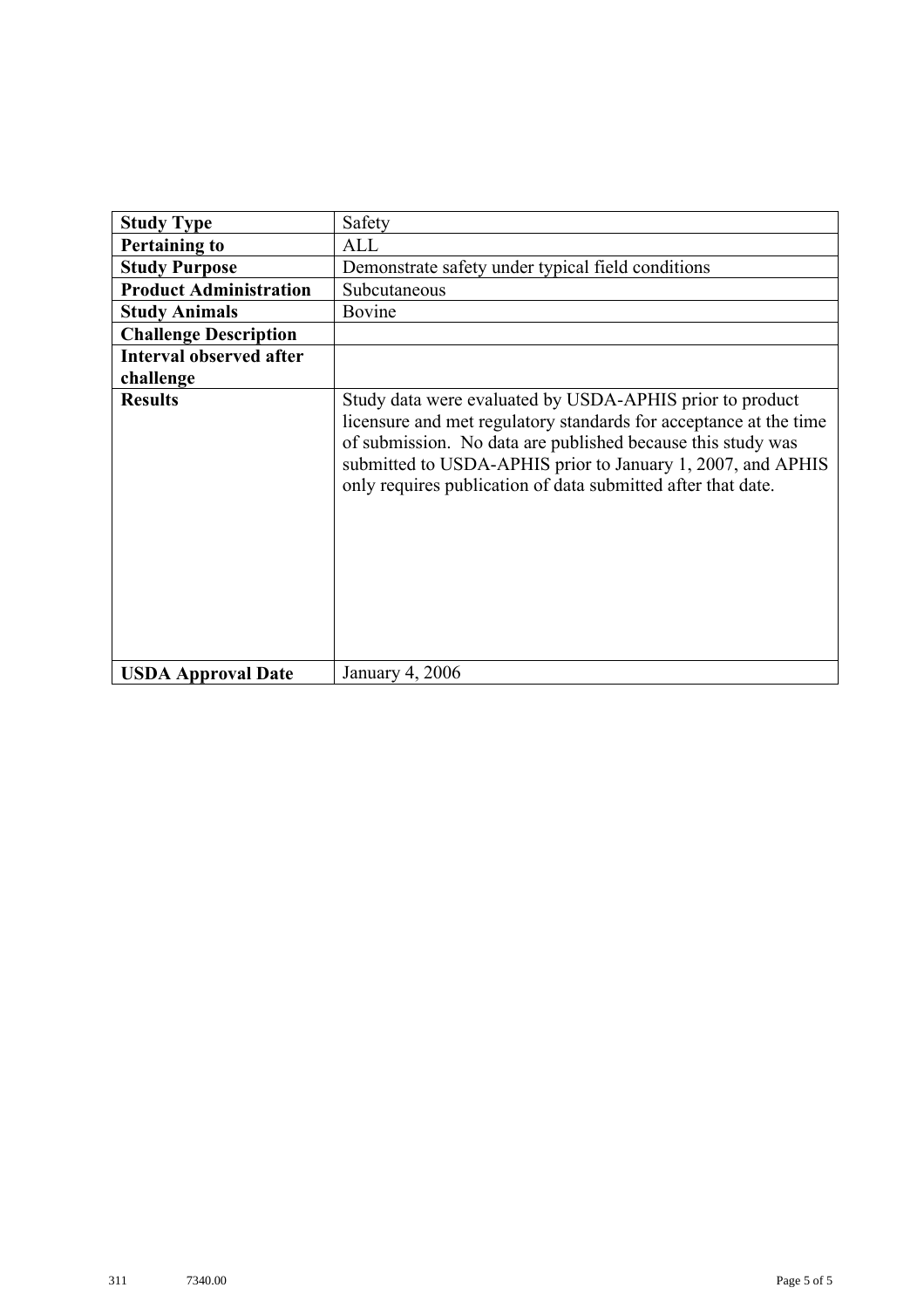| | |
|---|---|
| **Study Type** | Safety |
| **Pertaining to** | ALL |
| **Study Purpose** | Demonstrate safety under typical field conditions |
| **Product Administration** | Subcutaneous |
| **Study Animals** | Bovine |
| **Challenge Description** | |
| **Interval observed after challenge** | |
| **Results** | Study data were evaluated by USDA-APHIS prior to product licensure and met regulatory standards for acceptance at the time of submission. No data are published because this study was submitted to USDA-APHIS prior to January 1, 2007, and APHIS only requires publication of data submitted after that date. |
| **USDA Approval Date** | January 4, 2006 |

311 7340.00